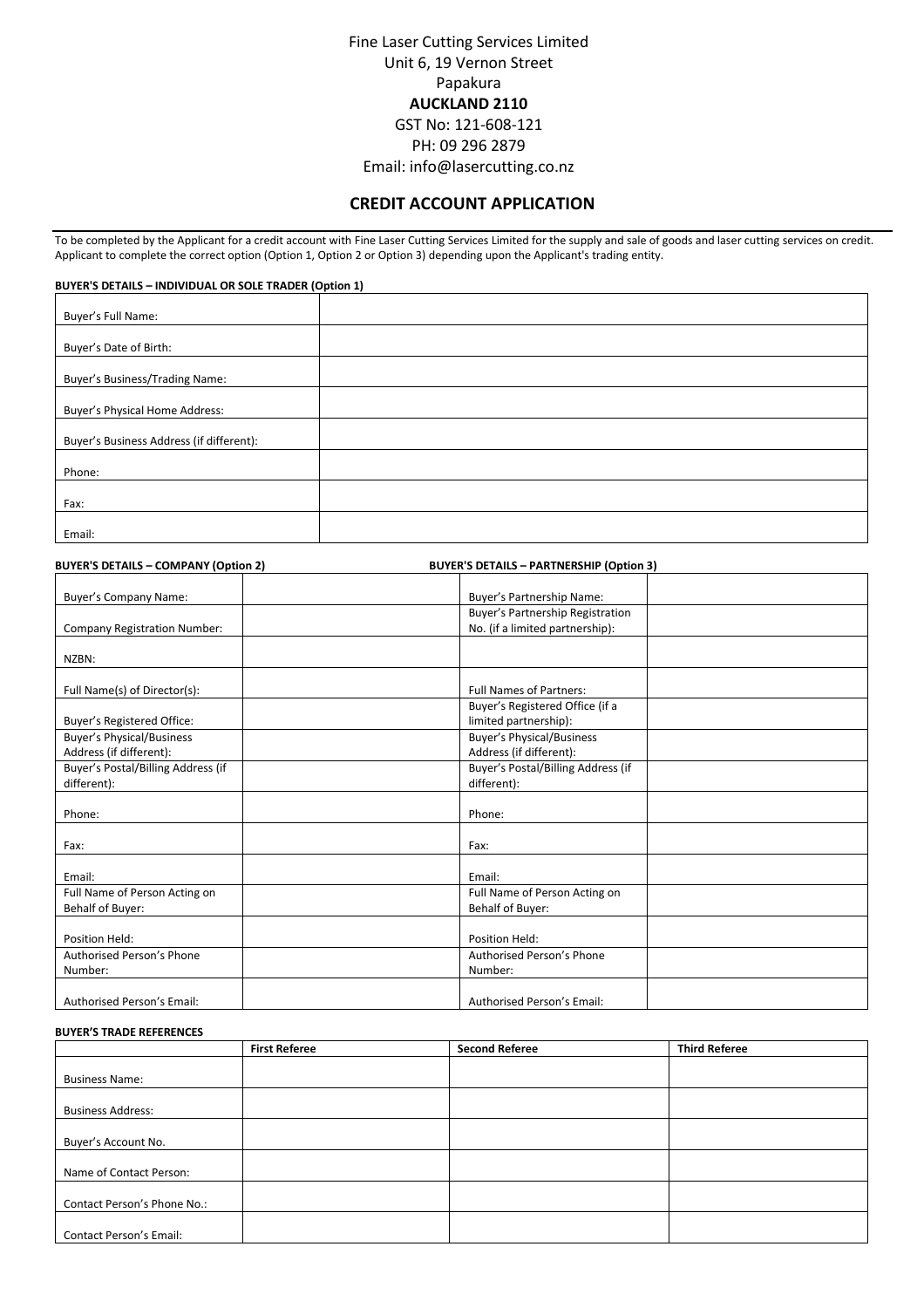Fine Laser Cutting Services Limited
Unit 6, 19 Vernon Street
Papakura
**AUCKLAND 2110**
GST No: 121-608-121
PH: 09 296 2879
Email: info@lasercutting.co.nz

## CREDIT ACCOUNT APPLICATION

To be completed by the Applicant for a credit account with Fine Laser Cutting Services Limited for the supply and sale of goods and laser cutting services on credit. Applicant to complete the correct option (Option 1, Option 2 or Option 3) depending upon the Applicant's trading entity.

**BUYER'S DETAILS – INDIVIDUAL OR SOLE TRADER (Option 1)**

| | |
|---|---|
| Buyer's Full Name: | |
| Buyer's Date of Birth: | |
| Buyer's Business/Trading Name: | |
| Buyer's Physical Home Address: | |
| Buyer's Business Address (if different): | |
| Phone: | |
| Fax: | |
| Email: | |

**BUYER'S DETAILS – COMPANY (Option 2)**

| | |
|---|---|
| Buyer's Company Name: | |
| Company Registration Number: | |
| NZBN: | |
| Full Name(s) of Director(s): | |
| Buyer's Registered Office: | |
| Buyer's Physical/Business Address (if different): | |
| Buyer's Postal/Billing Address (if different): | |
| Phone: | |
| Fax: | |
| Email: | |
| Full Name of Person Acting on Behalf of Buyer: | |
| Position Held: | |
| Authorised Person's Phone Number: | |
| Authorised Person's Email: | |

**BUYER'S DETAILS – PARTNERSHIP (Option 3)**

| | |
|---|---|
| Buyer's Partnership Name: | |
| Buyer's Partnership Registration No. (if a limited partnership): | |
| | |
| Full Names of Partners: | |
| Buyer's Registered Office (if a limited partnership): | |
| Buyer's Physical/Business Address (if different): | |
| Buyer's Postal/Billing Address (if different): | |
| Phone: | |
| Fax: | |
| Email: | |
| Full Name of Person Acting on Behalf of Buyer: | |
| Position Held: | |
| Authorised Person's Phone Number: | |
| Authorised Person's Email: | |

**BUYER'S TRADE REFERENCES**

| | First Referee | Second Referee | Third Referee |
|---|---|---|---|
| Business Name: | | | |
| Business Address: | | | |
| Buyer's Account No. | | | |
| Name of Contact Person: | | | |
| Contact Person's Phone No.: | | | |
| Contact Person's Email: | | | |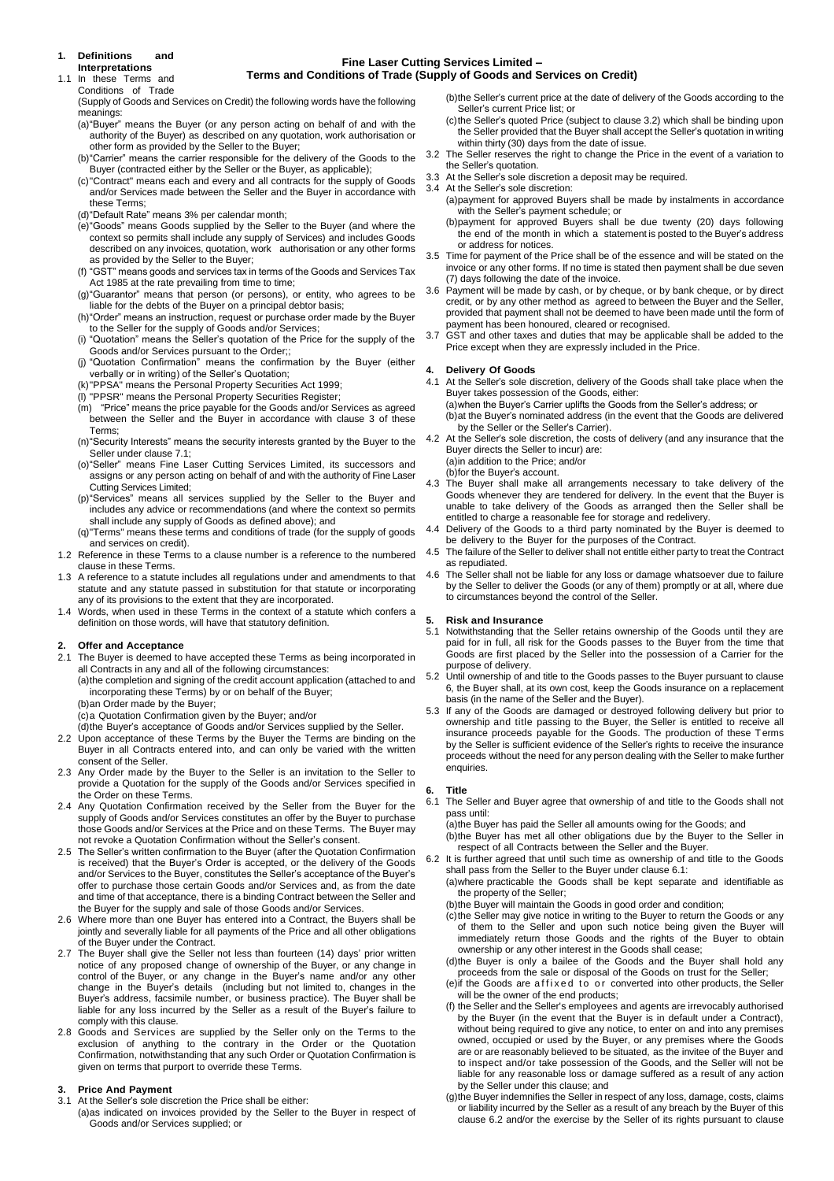# Fine Laser Cutting Services Limited – Terms and Conditions of Trade (Supply of Goods and Services on Credit)

## 1. Definitions and Interpretations

1.1 In these Terms and Conditions of Trade (Supply of Goods and Services on Credit) the following words have the following meanings:

(a)"Buyer" means the Buyer (or any person acting on behalf of and with the authority of the Buyer) as described on any quotation, work authorisation or other form as provided by the Seller to the Buyer;

(b)"Carrier" means the carrier responsible for the delivery of the Goods to the Buyer (contracted either by the Seller or the Buyer, as applicable);

(c)"Contract" means each and every and all contracts for the supply of Goods and/or Services made between the Seller and the Buyer in accordance with these Terms;

(d)"Default Rate" means 3% per calendar month;

(e)"Goods" means Goods supplied by the Seller to the Buyer (and where the context so permits shall include any supply of Services) and includes Goods described on any invoices, quotation, work authorisation or any other forms as provided by the Seller to the Buyer;

(f) "GST" means goods and services tax in terms of the Goods and Services Tax Act 1985 at the rate prevailing from time to time;

(g)"Guarantor" means that person (or persons), or entity, who agrees to be liable for the debts of the Buyer on a principal debtor basis;

(h)"Order" means an instruction, request or purchase order made by the Buyer to the Seller for the supply of Goods and/or Services;

(i) "Quotation" means the Seller's quotation of the Price for the supply of the Goods and/or Services pursuant to the Order;;

(j) "Quotation Confirmation" means the confirmation by the Buyer (either verbally or in writing) of the Seller's Quotation;

(k)"PPSA" means the Personal Property Securities Act 1999;

(l) "PPSR" means the Personal Property Securities Register;

(m) "Price" means the price payable for the Goods and/or Services as agreed between the Seller and the Buyer in accordance with clause 3 of these Terms;

(n)"Security Interests" means the security interests granted by the Buyer to the Seller under clause 7.1;

(o)"Seller" means Fine Laser Cutting Services Limited, its successors and assigns or any person acting on behalf of and with the authority of Fine Laser Cutting Services Limited;

(p)"Services" means all services supplied by the Seller to the Buyer and includes any advice or recommendations (and where the context so permits shall include any supply of Goods as defined above); and

(q)"Terms" means these terms and conditions of trade (for the supply of goods and services on credit).

1.2 Reference in these Terms to a clause number is a reference to the numbered clause in these Terms.

1.3 A reference to a statute includes all regulations under and amendments to that statute and any statute passed in substitution for that statute or incorporating any of its provisions to the extent that they are incorporated.

1.4 Words, when used in these Terms in the context of a statute which confers a definition on those words, will have that statutory definition.

## 2. Offer and Acceptance

2.1 The Buyer is deemed to have accepted these Terms as being incorporated in all Contracts in any and all of the following circumstances:

(a)the completion and signing of the credit account application (attached to and incorporating these Terms) by or on behalf of the Buyer;

(b)an Order made by the Buyer;

(c)a Quotation Confirmation given by the Buyer; and/or

(d)the Buyer's acceptance of Goods and/or Services supplied by the Seller.

2.2 Upon acceptance of these Terms by the Buyer the Terms are binding on the Buyer in all Contracts entered into, and can only be varied with the written consent of the Seller.

2.3 Any Order made by the Buyer to the Seller is an invitation to the Seller to provide a Quotation for the supply of the Goods and/or Services specified in the Order on these Terms.

2.4 Any Quotation Confirmation received by the Seller from the Buyer for the supply of Goods and/or Services constitutes an offer by the Buyer to purchase those Goods and/or Services at the Price and on these Terms. The Buyer may not revoke a Quotation Confirmation without the Seller's consent.

2.5 The Seller's written confirmation to the Buyer (after the Quotation Confirmation is received) that the Buyer's Order is accepted, or the delivery of the Goods and/or Services to the Buyer, constitutes the Seller's acceptance of the Buyer's offer to purchase those certain Goods and/or Services and, as from the date and time of that acceptance, there is a binding Contract between the Seller and the Buyer for the supply and sale of those Goods and/or Services.

2.6 Where more than one Buyer has entered into a Contract, the Buyers shall be jointly and severally liable for all payments of the Price and all other obligations of the Buyer under the Contract.

2.7 The Buyer shall give the Seller not less than fourteen (14) days' prior written notice of any proposed change of ownership of the Buyer, or any change in control of the Buyer, or any change in the Buyer's name and/or any other change in the Buyer's details (including but not limited to, changes in the Buyer's address, facsimile number, or business practice). The Buyer shall be liable for any loss incurred by the Seller as a result of the Buyer's failure to comply with this clause.

2.8 Goods and Services are supplied by the Seller only on the Terms to the exclusion of anything to the contrary in the Order or the Quotation Confirmation, notwithstanding that any such Order or Quotation Confirmation is given on terms that purport to override these Terms.

## 3. Price And Payment

3.1 At the Seller's sole discretion the Price shall be either:

(a)as indicated on invoices provided by the Seller to the Buyer in respect of Goods and/or Services supplied; or

(b)the Seller's current price at the date of delivery of the Goods according to the Seller's current Price list; or

(c)the Seller's quoted Price (subject to clause 3.2) which shall be binding upon the Seller provided that the Buyer shall accept the Seller's quotation in writing within thirty (30) days from the date of issue.

3.2 The Seller reserves the right to change the Price in the event of a variation to the Seller's quotation.

3.3 At the Seller's sole discretion a deposit may be required.

3.4 At the Seller's sole discretion:

(a)payment for approved Buyers shall be made by instalments in accordance with the Seller's payment schedule; or

(b)payment for approved Buyers shall be due twenty (20) days following the end of the month in which a statement is posted to the Buyer's address or address for notices.

3.5 Time for payment of the Price shall be of the essence and will be stated on the invoice or any other forms. If no time is stated then payment shall be due seven (7) days following the date of the invoice.

3.6 Payment will be made by cash, or by cheque, or by bank cheque, or by direct credit, or by any other method as agreed to between the Buyer and the Seller, provided that payment shall not be deemed to have been made until the form of payment has been honoured, cleared or recognised.

3.7 GST and other taxes and duties that may be applicable shall be added to the Price except when they are expressly included in the Price.

## 4. Delivery Of Goods

4.1 At the Seller's sole discretion, delivery of the Goods shall take place when the Buyer takes possession of the Goods, either:

(a)when the Buyer's Carrier uplifts the Goods from the Seller's address; or

(b)at the Buyer's nominated address (in the event that the Goods are delivered by the Seller or the Seller's Carrier).

4.2 At the Seller's sole discretion, the costs of delivery (and any insurance that the Buyer directs the Seller to incur) are:

(a)in addition to the Price; and/or

(b)for the Buyer's account.

4.3 The Buyer shall make all arrangements necessary to take delivery of the Goods whenever they are tendered for delivery. In the event that the Buyer is unable to take delivery of the Goods as arranged then the Seller shall be entitled to charge a reasonable fee for storage and redelivery.

4.4 Delivery of the Goods to a third party nominated by the Buyer is deemed to be delivery to the Buyer for the purposes of the Contract.

4.5 The failure of the Seller to deliver shall not entitle either party to treat the Contract as repudiated.

4.6 The Seller shall not be liable for any loss or damage whatsoever due to failure by the Seller to deliver the Goods (or any of them) promptly or at all, where due to circumstances beyond the control of the Seller.

## 5. Risk and Insurance

5.1 Notwithstanding that the Seller retains ownership of the Goods until they are paid for in full, all risk for the Goods passes to the Buyer from the time that Goods are first placed by the Seller into the possession of a Carrier for the purpose of delivery.

5.2 Until ownership of and title to the Goods passes to the Buyer pursuant to clause 6, the Buyer shall, at its own cost, keep the Goods insurance on a replacement basis (in the name of the Seller and the Buyer).

5.3 If any of the Goods are damaged or destroyed following delivery but prior to ownership and title passing to the Buyer, the Seller is entitled to receive all insurance proceeds payable for the Goods. The production of these Terms by the Seller is sufficient evidence of the Seller's rights to receive the insurance proceeds without the need for any person dealing with the Seller to make further enquiries.

## 6. Title

6.1 The Seller and Buyer agree that ownership of and title to the Goods shall not pass until:

(a)the Buyer has paid the Seller all amounts owing for the Goods; and

(b)the Buyer has met all other obligations due by the Buyer to the Seller in respect of all Contracts between the Seller and the Buyer.

6.2 It is further agreed that until such time as ownership of and title to the Goods shall pass from the Seller to the Buyer under clause 6.1:

(a)where practicable the Goods shall be kept separate and identifiable as the property of the Seller;

(b)the Buyer will maintain the Goods in good order and condition;

(c)the Seller may give notice in writing to the Buyer to return the Goods or any of them to the Seller and upon such notice being given the Buyer will immediately return those Goods and the rights of the Buyer to obtain ownership or any other interest in the Goods shall cease;

(d)the Buyer is only a bailee of the Goods and the Buyer shall hold any proceeds from the sale or disposal of the Goods on trust for the Seller;

(e)if the Goods are affixed to or converted into other products, the Seller will be the owner of the end products;

(f) the Seller and the Seller's employees and agents are irrevocably authorised by the Buyer (in the event that the Buyer is in default under a Contract), without being required to give any notice, to enter on and into any premises owned, occupied or used by the Buyer, or any premises where the Goods are or are reasonably believed to be situated, as the invitee of the Buyer and to inspect and/or take possession of the Goods, and the Seller will not be liable for any reasonable loss or damage suffered as a result of any action by the Seller under this clause; and

(g)the Buyer indemnifies the Seller in respect of any loss, damage, costs, claims or liability incurred by the Seller as a result of any breach by the Buyer of this clause 6.2 and/or the exercise by the Seller of its rights pursuant to clause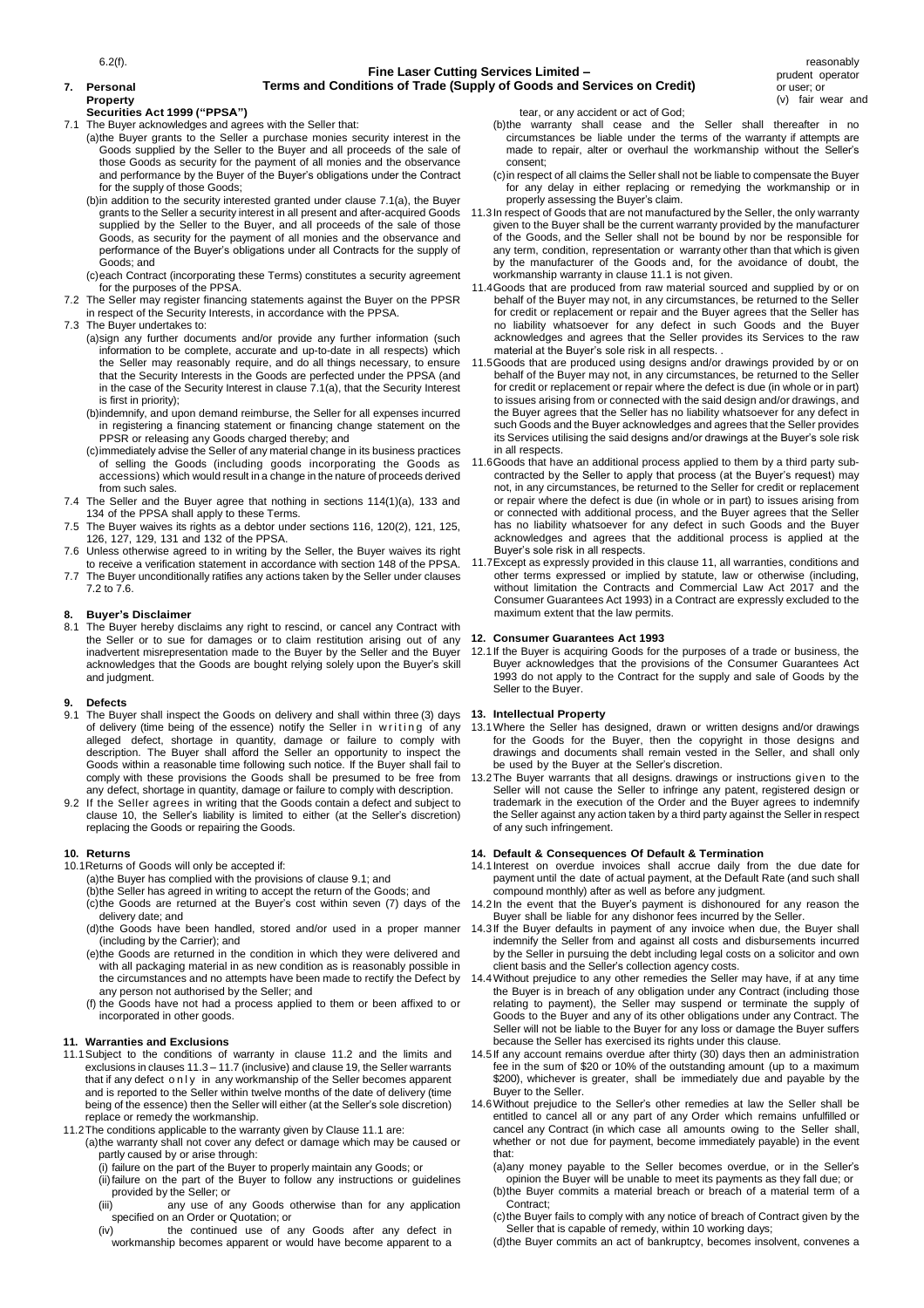6.2(f).

## 7. Personal Property Securities Act 1999 ("PPSA")

7.1 The Buyer acknowledges and agrees with the Seller that:

(a) the Buyer grants to the Seller a purchase monies security interest in the Goods supplied by the Seller to the Buyer and all proceeds of the sale of those Goods as security for the payment of all monies and the observance and performance by the Buyer of the Buyer's obligations under the Contract for the supply of those Goods;

(b) in addition to the security interested granted under clause 7.1(a), the Buyer grants to the Seller a security interest in all present and after-acquired Goods supplied by the Seller to the Buyer, and all proceeds of the sale of those Goods, as security for the payment of all monies and the observance and performance of the Buyer's obligations under all Contracts for the supply of Goods; and

(c) each Contract (incorporating these Terms) constitutes a security agreement for the purposes of the PPSA.

7.2 The Seller may register financing statements against the Buyer on the PPSR in respect of the Security Interests, in accordance with the PPSA.

7.3 The Buyer undertakes to:

(a) sign any further documents and/or provide any further information (such information to be complete, accurate and up-to-date in all respects) which the Seller may reasonably require, and do all things necessary, to ensure that the Security Interests in the Goods are perfected under the PPSA (and in the case of the Security Interest in clause 7.1(a), that the Security Interest is first in priority);

(b) indemnify, and upon demand reimburse, the Seller for all expenses incurred in registering a financing statement or financing change statement on the PPSR or releasing any Goods charged thereby; and

(c) immediately advise the Seller of any material change in its business practices of selling the Goods (including goods incorporating the Goods as accessions) which would result in a change in the nature of proceeds derived from such sales.

7.4 The Seller and the Buyer agree that nothing in sections 114(1)(a), 133 and 134 of the PPSA shall apply to these Terms.

7.5 The Buyer waives its rights as a debtor under sections 116, 120(2), 121, 125, 126, 127, 129, 131 and 132 of the PPSA.

7.6 Unless otherwise agreed to in writing by the Seller, the Buyer waives its right to receive a verification statement in accordance with section 148 of the PPSA.

7.7 The Buyer unconditionally ratifies any actions taken by the Seller under clauses 7.2 to 7.6.

## 8. Buyer's Disclaimer

8.1 The Buyer hereby disclaims any right to rescind, or cancel any Contract with the Seller or to sue for damages or to claim restitution arising out of any inadvertent misrepresentation made to the Buyer by the Seller and the Buyer acknowledges that the Goods are bought relying solely upon the Buyer's skill and judgment.

## 9. Defects

9.1 The Buyer shall inspect the Goods on delivery and shall within three (3) days of delivery (time being of the essence) notify the Seller in writing of any alleged defect, shortage in quantity, damage or failure to comply with description. The Buyer shall afford the Seller an opportunity to inspect the Goods within a reasonable time following such notice. If the Buyer shall fail to comply with these provisions the Goods shall be presumed to be free from any defect, shortage in quantity, damage or failure to comply with description.

9.2 If the Seller agrees in writing that the Goods contain a defect and subject to clause 10, the Seller's liability is limited to either (at the Seller's discretion) replacing the Goods or repairing the Goods.

## 10. Returns

10.1 Returns of Goods will only be accepted if:

(a) the Buyer has complied with the provisions of clause 9.1; and

(b) the Seller has agreed in writing to accept the return of the Goods; and

(c) the Goods are returned at the Buyer's cost within seven (7) days of the delivery date; and

(d) the Goods have been handled, stored and/or used in a proper manner (including by the Carrier); and

(e) the Goods are returned in the condition in which they were delivered and with all packaging material in as new condition as is reasonably possible in the circumstances and no attempts have been made to rectify the Defect by any person not authorised by the Seller; and

(f) the Goods have not had a process applied to them or been affixed to or incorporated in other goods.

## 11. Warranties and Exclusions

11.1 Subject to the conditions of warranty in clause 11.2 and the limits and exclusions in clauses 11.3 – 11.7 (inclusive) and clause 19, the Seller warrants that if any defect only in any workmanship of the Seller becomes apparent and is reported to the Seller within twelve months of the date of delivery (time being of the essence) then the Seller will either (at the Seller's sole discretion) replace or remedy the workmanship.

11.2 The conditions applicable to the warranty given by Clause 11.1 are:

(a) the warranty shall not cover any defect or damage which may be caused or partly caused by or arise through:

(i) failure on the part of the Buyer to properly maintain any Goods; or

(ii) failure on the part of the Buyer to follow any instructions or guidelines provided by the Seller; or

(iii) any use of any Goods otherwise than for any application specified on an Order or Quotation; or

(iv) the continued use of any Goods after any defect in workmanship becomes apparent or would have become apparent to a reasonably prudent operator or user; or

(v) fair wear and tear, or any accident or act of God;

(b) the warranty shall cease and the Seller shall thereafter in no circumstances be liable under the terms of the warranty if attempts are made to repair, alter or overhaul the workmanship without the Seller's consent;

(c) in respect of all claims the Seller shall not be liable to compensate the Buyer for any delay in either replacing or remedying the workmanship or in properly assessing the Buyer's claim.

11.3 In respect of Goods that are not manufactured by the Seller, the only warranty given to the Buyer shall be the current warranty provided by the manufacturer of the Goods, and the Seller shall not be bound by nor be responsible for any term, condition, representation or warranty other than that which is given by the manufacturer of the Goods and, for the avoidance of doubt, the workmanship warranty in clause 11.1 is not given.

11.4 Goods that are produced from raw material sourced and supplied by or on behalf of the Buyer may not, in any circumstances, be returned to the Seller for credit or replacement or repair and the Buyer agrees that the Seller has no liability whatsoever for any defect in such Goods and the Buyer acknowledges and agrees that the Seller provides its Services to the raw material at the Buyer's sole risk in all respects. .

11.5 Goods that are produced using designs and/or drawings provided by or on behalf of the Buyer may not, in any circumstances, be returned to the Seller for credit or replacement or repair where the defect is due (in whole or in part) to issues arising from or connected with the said design and/or drawings, and the Buyer agrees that the Seller has no liability whatsoever for any defect in such Goods and the Buyer acknowledges and agrees that the Seller provides its Services utilising the said designs and/or drawings at the Buyer's sole risk in all respects.

11.6 Goods that have an additional process applied to them by a third party sub-contracted by the Seller to apply that process (at the Buyer's request) may not, in any circumstances, be returned to the Seller for credit or replacement or repair where the defect is due (in whole or in part) to issues arising from or connected with additional process, and the Buyer agrees that the Seller has no liability whatsoever for any defect in such Goods and the Buyer acknowledges and agrees that the additional process is applied at the Buyer's sole risk in all respects.

11.7 Except as expressly provided in this clause 11, all warranties, conditions and other terms expressed or implied by statute, law or otherwise (including, without limitation the Contracts and Commercial Law Act 2017 and the Consumer Guarantees Act 1993) in a Contract are expressly excluded to the maximum extent that the law permits.

## 12. Consumer Guarantees Act 1993

12.1 If the Buyer is acquiring Goods for the purposes of a trade or business, the Buyer acknowledges that the provisions of the Consumer Guarantees Act 1993 do not apply to the Contract for the supply and sale of Goods by the Seller to the Buyer.

## 13. Intellectual Property

13.1 Where the Seller has designed, drawn or written designs and/or drawings for the Goods for the Buyer, then the copyright in those designs and drawings and documents shall remain vested in the Seller, and shall only be used by the Buyer at the Seller's discretion.

13.2 The Buyer warrants that all designs. drawings or instructions given to the Seller will not cause the Seller to infringe any patent, registered design or trademark in the execution of the Order and the Buyer agrees to indemnify the Seller against any action taken by a third party against the Seller in respect of any such infringement.

## 14. Default & Consequences Of Default & Termination

14.1 Interest on overdue invoices shall accrue daily from the due date for payment until the date of actual payment, at the Default Rate (and such shall compound monthly) after as well as before any judgment.

14.2 In the event that the Buyer's payment is dishonoured for any reason the Buyer shall be liable for any dishonor fees incurred by the Seller.

14.3 If the Buyer defaults in payment of any invoice when due, the Buyer shall indemnify the Seller from and against all costs and disbursements incurred by the Seller in pursuing the debt including legal costs on a solicitor and own client basis and the Seller's collection agency costs.

14.4 Without prejudice to any other remedies the Seller may have, if at any time the Buyer is in breach of any obligation under any Contract (including those relating to payment), the Seller may suspend or terminate the supply of Goods to the Buyer and any of its other obligations under any Contract. The Seller will not be liable to the Buyer for any loss or damage the Buyer suffers because the Seller has exercised its rights under this clause.

14.5 If any account remains overdue after thirty (30) days then an administration fee in the sum of $20 or 10% of the outstanding amount (up to a maximum $200), whichever is greater, shall be immediately due and payable by the Buyer to the Seller.

14.6 Without prejudice to the Seller's other remedies at law the Seller shall be entitled to cancel all or any part of any Order which remains unfulfilled or cancel any Contract (in which case all amounts owing to the Seller shall, whether or not due for payment, become immediately payable) in the event that:

(a) any money payable to the Seller becomes overdue, or in the Seller's opinion the Buyer will be unable to meet its payments as they fall due; or

(b) the Buyer commits a material breach or breach of a material term of a Contract;

(c) the Buyer fails to comply with any notice of breach of Contract given by the Seller that is capable of remedy, within 10 working days;

(d) the Buyer commits an act of bankruptcy, becomes insolvent, convenes a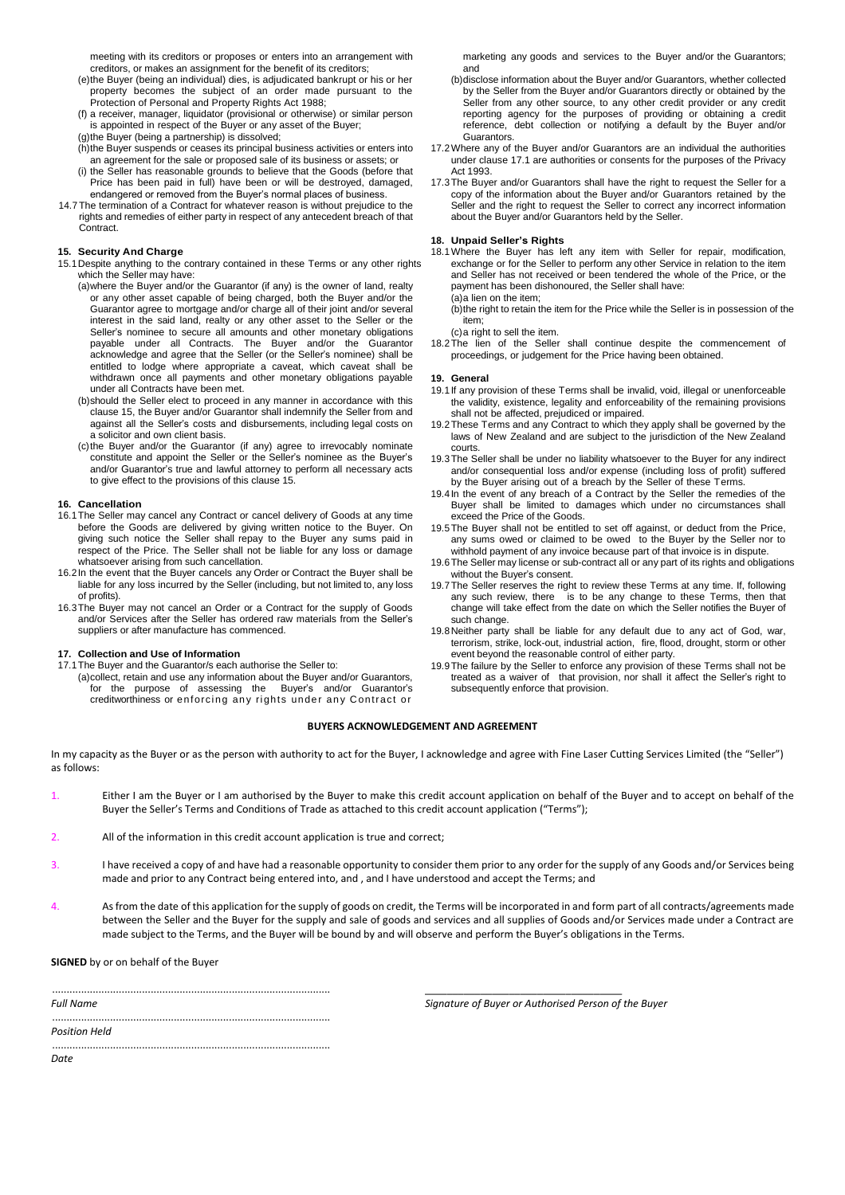meeting with its creditors or proposes or enters into an arrangement with creditors, or makes an assignment for the benefit of its creditors;

(e) the Buyer (being an individual) dies, is adjudicated bankrupt or his or her property becomes the subject of an order made pursuant to the Protection of Personal and Property Rights Act 1988;

(f) a receiver, manager, liquidator (provisional or otherwise) or similar person is appointed in respect of the Buyer or any asset of the Buyer;

(g) the Buyer (being a partnership) is dissolved;

(h) the Buyer suspends or ceases its principal business activities or enters into an agreement for the sale or proposed sale of its business or assets; or

(i) the Seller has reasonable grounds to believe that the Goods (before that Price has been paid in full) have been or will be destroyed, damaged, endangered or removed from the Buyer's normal places of business.

14.7 The termination of a Contract for whatever reason is without prejudice to the rights and remedies of either party in respect of any antecedent breach of that Contract.

### 15. Security And Charge

15.1 Despite anything to the contrary contained in these Terms or any other rights which the Seller may have:

(a) where the Buyer and/or the Guarantor (if any) is the owner of land, realty or any other asset capable of being charged, both the Buyer and/or the Guarantor agree to mortgage and/or charge all of their joint and/or several interest in the said land, realty or any other asset to the Seller or the Seller's nominee to secure all amounts and other monetary obligations payable under all Contracts. The Buyer and/or the Guarantor acknowledge and agree that the Seller (or the Seller's nominee) shall be entitled to lodge where appropriate a caveat, which caveat shall be withdrawn once all payments and other monetary obligations payable under all Contracts have been met.

(b) should the Seller elect to proceed in any manner in accordance with this clause 15, the Buyer and/or Guarantor shall indemnify the Seller from and against all the Seller's costs and disbursements, including legal costs on a solicitor and own client basis.

(c) the Buyer and/or the Guarantor (if any) agree to irrevocably nominate constitute and appoint the Seller or the Seller's nominee as the Buyer's and/or Guarantor's true and lawful attorney to perform all necessary acts to give effect to the provisions of this clause 15.

### 16. Cancellation

16.1 The Seller may cancel any Contract or cancel delivery of Goods at any time before the Goods are delivered by giving written notice to the Buyer. On giving such notice the Seller shall repay to the Buyer any sums paid in respect of the Price. The Seller shall not be liable for any loss or damage whatsoever arising from such cancellation.

16.2 In the event that the Buyer cancels any Order or Contract the Buyer shall be liable for any loss incurred by the Seller (including, but not limited to, any loss of profits).

16.3 The Buyer may not cancel an Order or a Contract for the supply of Goods and/or Services after the Seller has ordered raw materials from the Seller's suppliers or after manufacture has commenced.

### 17. Collection and Use of Information

17.1 The Buyer and the Guarantor/s each authorise the Seller to:

(a) collect, retain and use any information about the Buyer and/or Guarantors, for the purpose of assessing the Buyer's and/or Guarantor's creditworthiness or enforcing any rights under any Contract or marketing any goods and services to the Buyer and/or the Guarantors; and

(b) disclose information about the Buyer and/or Guarantors, whether collected by the Seller from the Buyer and/or Guarantors directly or obtained by the Seller from any other source, to any other credit provider or any credit reporting agency for the purposes of providing or obtaining a credit reference, debt collection or notifying a default by the Buyer and/or Guarantors.

17.2 Where any of the Buyer and/or Guarantors are an individual the authorities under clause 17.1 are authorities or consents for the purposes of the Privacy Act 1993.

17.3 The Buyer and/or Guarantors shall have the right to request the Seller for a copy of the information about the Buyer and/or Guarantors retained by the Seller and the right to request the Seller to correct any incorrect information about the Buyer and/or Guarantors held by the Seller.

### 18. Unpaid Seller's Rights

18.1 Where the Buyer has left any item with Seller for repair, modification, exchange or for the Seller to perform any other Service in relation to the item and Seller has not received or been tendered the whole of the Price, or the payment has been dishonoured, the Seller shall have:

(a) a lien on the item;

(b) the right to retain the item for the Price while the Seller is in possession of the item;

(c) a right to sell the item.

18.2 The lien of the Seller shall continue despite the commencement of proceedings, or judgement for the Price having been obtained.

### 19. General

19.1 If any provision of these Terms shall be invalid, void, illegal or unenforceable the validity, existence, legality and enforceability of the remaining provisions shall not be affected, prejudiced or impaired.

19.2 These Terms and any Contract to which they apply shall be governed by the laws of New Zealand and are subject to the jurisdiction of the New Zealand courts.

19.3 The Seller shall be under no liability whatsoever to the Buyer for any indirect and/or consequential loss and/or expense (including loss of profit) suffered by the Buyer arising out of a breach by the Seller of these Terms.

19.4 In the event of any breach of a Contract by the Seller the remedies of the Buyer shall be limited to damages which under no circumstances shall exceed the Price of the Goods.

19.5 The Buyer shall not be entitled to set off against, or deduct from the Price, any sums owed or claimed to be owed to the Buyer by the Seller nor to withhold payment of any invoice because part of that invoice is in dispute.

19.6 The Seller may license or sub-contract all or any part of its rights and obligations without the Buyer's consent.

19.7 The Seller reserves the right to review these Terms at any time. If, following any such review, there is to be any change to these Terms, then that change will take effect from the date on which the Seller notifies the Buyer of such change.

19.8 Neither party shall be liable for any default due to any act of God, war, terrorism, strike, lock-out, industrial action, fire, flood, drought, storm or other event beyond the reasonable control of either party.

19.9 The failure by the Seller to enforce any provision of these Terms shall not be treated as a waiver of that provision, nor shall it affect the Seller's right to subsequently enforce that provision.

## BUYERS ACKNOWLEDGEMENT AND AGREEMENT

In my capacity as the Buyer or as the person with authority to act for the Buyer, I acknowledge and agree with Fine Laser Cutting Services Limited (the "Seller") as follows:

1. Either I am the Buyer or I am authorised by the Buyer to make this credit account application on behalf of the Buyer and to accept on behalf of the Buyer the Seller's Terms and Conditions of Trade as attached to this credit account application ("Terms");

2. All of the information in this credit account application is true and correct;

3. I have received a copy of and have had a reasonable opportunity to consider them prior to any order for the supply of any Goods and/or Services being made and prior to any Contract being entered into, and , and I have understood and accept the Terms; and

4. As from the date of this application for the supply of goods on credit, the Terms will be incorporated in and form part of all contracts/agreements made between the Seller and the Buyer for the supply and sale of goods and services and all supplies of Goods and/or Services made under a Contract are made subject to the Terms, and the Buyer will be bound by and will observe and perform the Buyer's obligations in the Terms.

**SIGNED** by or on behalf of the Buyer

.................................................................................................
*Full Name*

.................................................................................................
*Position Held*

.................................................................................................
*Date*

\_\_\_\_\_\_\_\_\_\_\_\_\_\_\_\_\_\_\_\_\_\_\_\_\_\_\_\_\_\_\_\_\_\_
*Signature of Buyer or Authorised Person of the Buyer*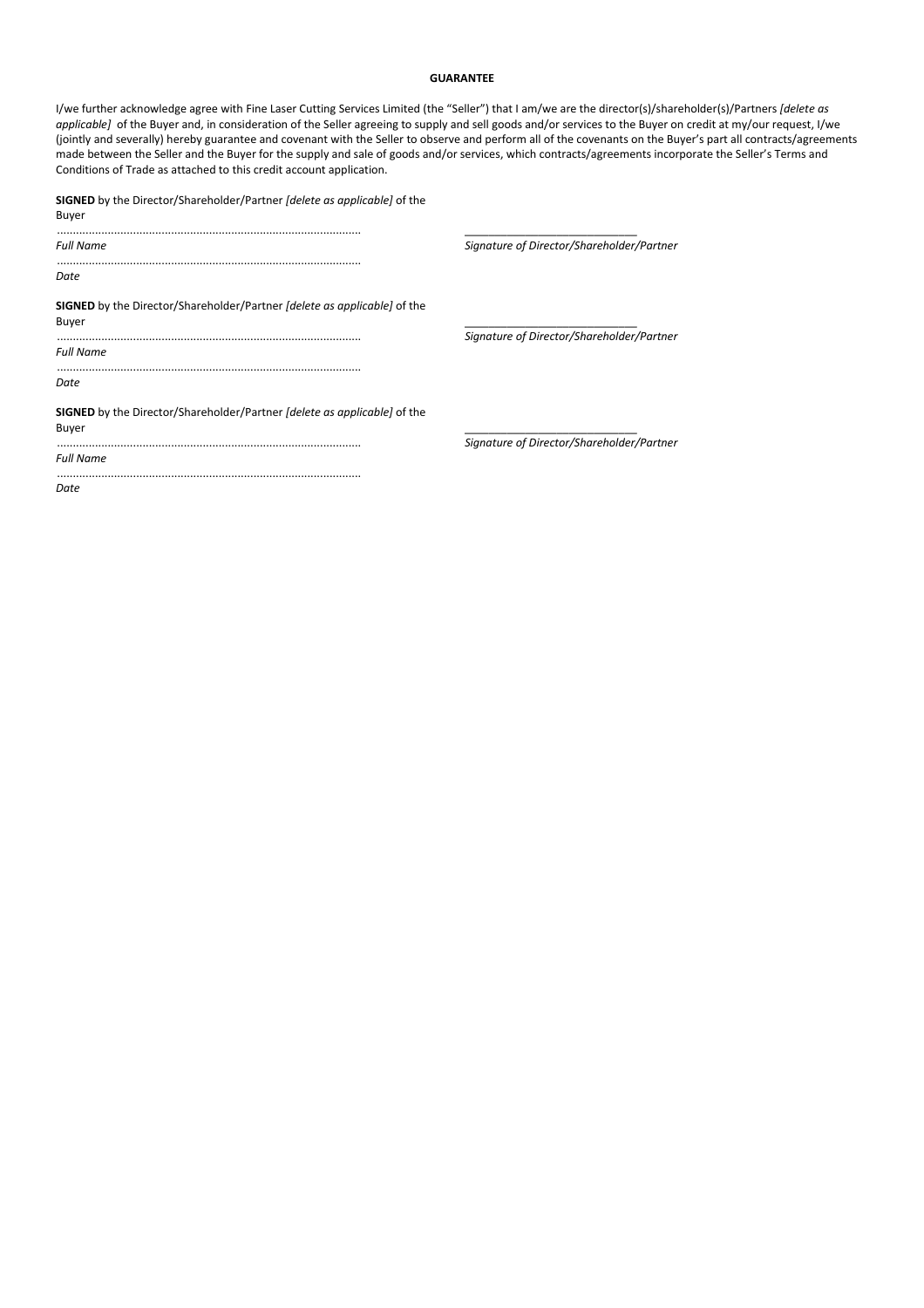**GUARANTEE**

I/we further acknowledge agree with Fine Laser Cutting Services Limited (the "Seller") that I am/we are the director(s)/shareholder(s)/Partners *[delete as applicable]* of the Buyer and, in consideration of the Seller agreeing to supply and sell goods and/or services to the Buyer on credit at my/our request, I/we (jointly and severally) hereby guarantee and covenant with the Seller to observe and perform all of the covenants on the Buyer's part all contracts/agreements made between the Seller and the Buyer for the supply and sale of goods and/or services, which contracts/agreements incorporate the Seller's Terms and Conditions of Trade as attached to this credit account application.

**SIGNED** by the Director/Shareholder/Partner *[delete as applicable]* of the Buyer

...............................................................................................

*Full Name*

...............................................................................................

*Date*

\_\_\_\_\_\_\_\_\_\_\_\_\_\_\_\_\_\_\_\_\_\_\_\_\_\_\_\_

*Signature of Director/Shareholder/Partner*

**SIGNED** by the Director/Shareholder/Partner *[delete as applicable]* of the Buyer

...............................................................................................

*Full Name*

...............................................................................................

*Date*

\_\_\_\_\_\_\_\_\_\_\_\_\_\_\_\_\_\_\_\_\_\_\_\_\_\_\_\_

*Signature of Director/Shareholder/Partner*

**SIGNED** by the Director/Shareholder/Partner *[delete as applicable]* of the Buyer

...............................................................................................

*Full Name*

...............................................................................................

*Date*

\_\_\_\_\_\_\_\_\_\_\_\_\_\_\_\_\_\_\_\_\_\_\_\_\_\_\_\_

*Signature of Director/Shareholder/Partner*